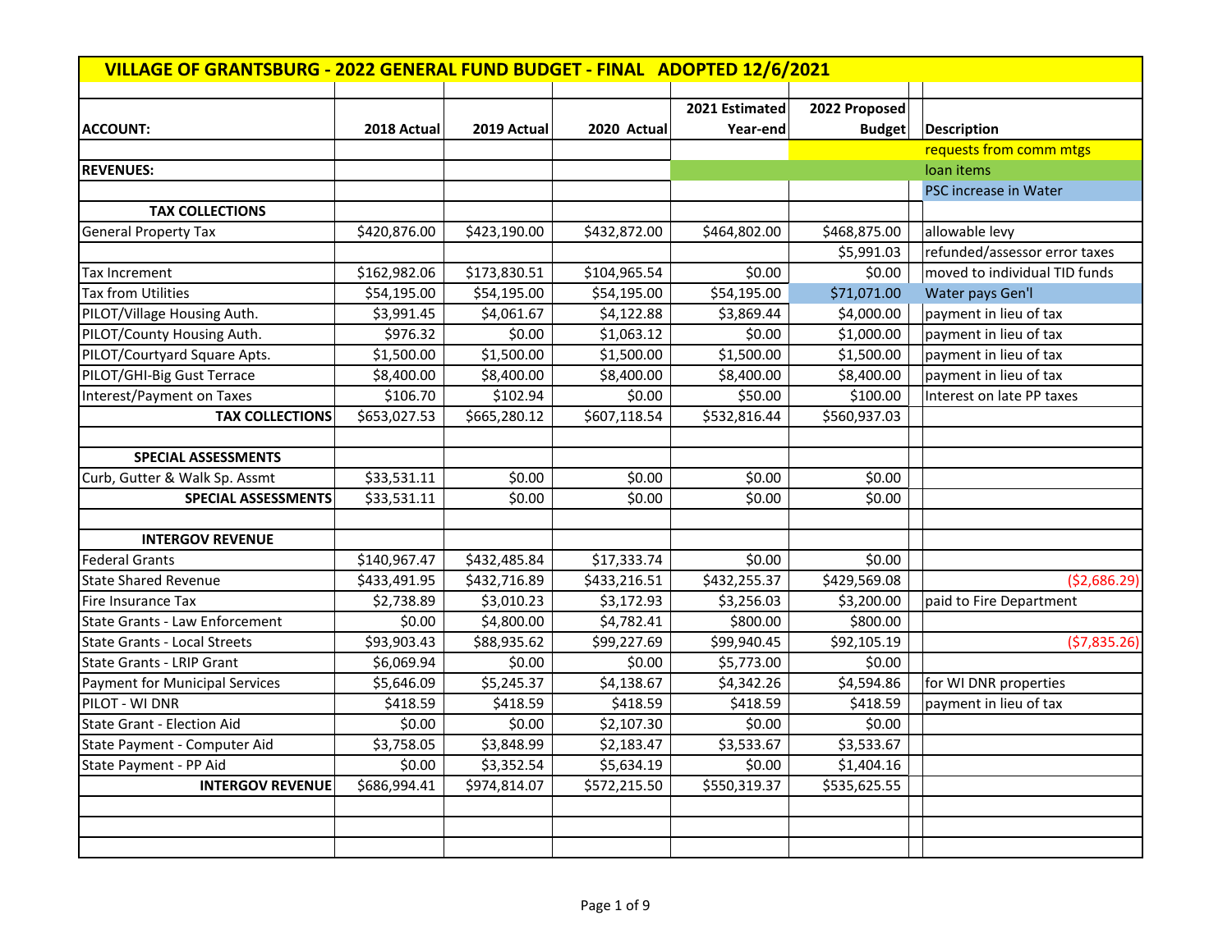## VILLAGE OF GRANTSBURG - 2022 GENERAL FUND BUDGET - FINAL ADOPTED 12/6/2021

| ACCOUNT: | 2018 Actual | 2019 Actual | 2020 Actual | 2021 Estimated Year-end | 2022 Proposed Budget | | Description |
|---|---|---|---|---|---|---|---|
| | | | | | | | requests from comm mtgs |
| **REVENUES:** | | | | | | | loan items |
| | | | | | | | PSC increase in Water |
| **TAX COLLECTIONS** | | | | | | | |
| General Property Tax | $420,876.00 | $423,190.00 | $432,872.00 | $464,802.00 | $468,875.00 | | allowable levy |
| | | | | | $5,991.03 | | refunded/assessor error taxes |
| Tax Increment | $162,982.06 | $173,830.51 | $104,965.54 | $0.00 | $0.00 | | moved to individual TID funds |
| Tax from Utilities | $54,195.00 | $54,195.00 | $54,195.00 | $54,195.00 | $71,071.00 | | Water pays Gen'l |
| PILOT/Village Housing Auth. | $3,991.45 | $4,061.67 | $4,122.88 | $3,869.44 | $4,000.00 | | payment in lieu of tax |
| PILOT/County Housing Auth. | $976.32 | $0.00 | $1,063.12 | $0.00 | $1,000.00 | | payment in lieu of tax |
| PILOT/Courtyard Square Apts. | $1,500.00 | $1,500.00 | $1,500.00 | $1,500.00 | $1,500.00 | | payment in lieu of tax |
| PILOT/GHI-Big Gust Terrace | $8,400.00 | $8,400.00 | $8,400.00 | $8,400.00 | $8,400.00 | | payment in lieu of tax |
| Interest/Payment on Taxes | $106.70 | $102.94 | $0.00 | $50.00 | $100.00 | | Interest on late PP taxes |
| **TAX COLLECTIONS** | $653,027.53 | $665,280.12 | $607,118.54 | $532,816.44 | $560,937.03 | | |
| | | | | | | | |
| **SPECIAL ASSESSMENTS** | | | | | | | |
| Curb, Gutter & Walk Sp. Assmt | $33,531.11 | $0.00 | $0.00 | $0.00 | $0.00 | | |
| **SPECIAL ASSESSMENTS** | $33,531.11 | $0.00 | $0.00 | $0.00 | $0.00 | | |
| | | | | | | | |
| **INTERGOV REVENUE** | | | | | | | |
| Federal Grants | $140,967.47 | $432,485.84 | $17,333.74 | $0.00 | $0.00 | | |
| State Shared Revenue | $433,491.95 | $432,716.89 | $433,216.51 | $432,255.37 | $429,569.08 | | ($2,686.29) |
| Fire Insurance Tax | $2,738.89 | $3,010.23 | $3,172.93 | $3,256.03 | $3,200.00 | | paid to Fire Department |
| State Grants - Law Enforcement | $0.00 | $4,800.00 | $4,782.41 | $800.00 | $800.00 | | |
| State Grants - Local Streets | $93,903.43 | $88,935.62 | $99,227.69 | $99,940.45 | $92,105.19 | | ($7,835.26) |
| State Grants - LRIP Grant | $6,069.94 | $0.00 | $0.00 | $5,773.00 | $0.00 | | |
| Payment for Municipal Services | $5,646.09 | $5,245.37 | $4,138.67 | $4,342.26 | $4,594.86 | | for WI DNR properties |
| PILOT - WI DNR | $418.59 | $418.59 | $418.59 | $418.59 | $418.59 | | payment in lieu of tax |
| State Grant - Election Aid | $0.00 | $0.00 | $2,107.30 | $0.00 | $0.00 | | |
| State Payment - Computer Aid | $3,758.05 | $3,848.99 | $2,183.47 | $3,533.67 | $3,533.67 | | |
| State Payment - PP Aid | $0.00 | $3,352.54 | $5,634.19 | $0.00 | $1,404.16 | | |
| **INTERGOV REVENUE** | $686,994.41 | $974,814.07 | $572,215.50 | $550,319.37 | $535,625.55 | | |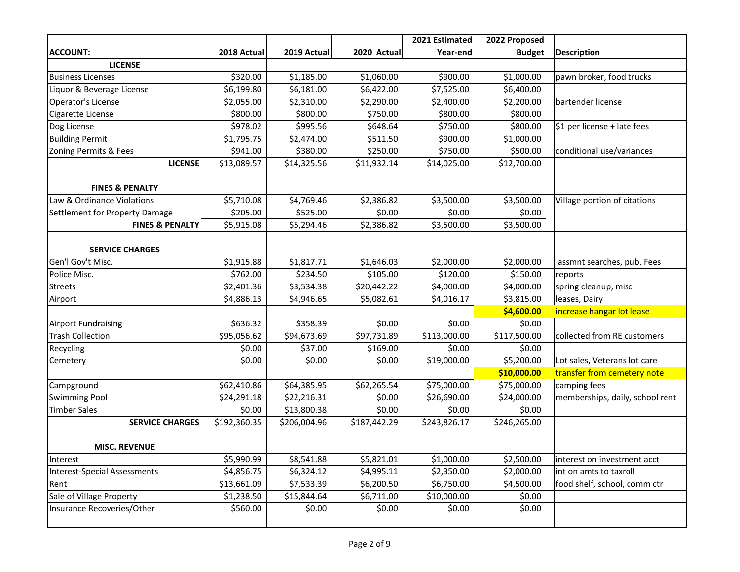| ACCOUNT: | 2018 Actual | 2019 Actual | 2020 Actual | 2021 Estimated Year-end | 2022 Proposed Budget | | Description |
|---|---|---|---|---|---|---|---|
| **LICENSE** | | | | | | | |
| Business Licenses | $320.00 | $1,185.00 | $1,060.00 | $900.00 | $1,000.00 | | pawn broker, food trucks |
| Liquor & Beverage License | $6,199.80 | $6,181.00 | $6,422.00 | $7,525.00 | $6,400.00 | | |
| Operator's License | $2,055.00 | $2,310.00 | $2,290.00 | $2,400.00 | $2,200.00 | | bartender license |
| Cigarette License | $800.00 | $800.00 | $750.00 | $800.00 | $800.00 | | |
| Dog License | $978.02 | $995.56 | $648.64 | $750.00 | $800.00 | | $1 per license + late fees |
| Building Permit | $1,795.75 | $2,474.00 | $511.50 | $900.00 | $1,000.00 | | |
| Zoning Permits & Fees | $941.00 | $380.00 | $250.00 | $750.00 | $500.00 | | conditional use/variances |
| **LICENSE** | $13,089.57 | $14,325.56 | $11,932.14 | $14,025.00 | $12,700.00 | | |
| | | | | | | | |
| **FINES & PENALTY** | | | | | | | |
| Law & Ordinance Violations | $5,710.08 | $4,769.46 | $2,386.82 | $3,500.00 | $3,500.00 | | Village portion of citations |
| Settlement for Property Damage | $205.00 | $525.00 | $0.00 | $0.00 | $0.00 | | |
| **FINES & PENALTY** | $5,915.08 | $5,294.46 | $2,386.82 | $3,500.00 | $3,500.00 | | |
| | | | | | | | |
| **SERVICE CHARGES** | | | | | | | |
| Gen'l Gov't Misc. | $1,915.88 | $1,817.71 | $1,646.03 | $2,000.00 | $2,000.00 | | assmnt searches, pub. Fees |
| Police Misc. | $762.00 | $234.50 | $105.00 | $120.00 | $150.00 | | reports |
| Streets | $2,401.36 | $3,534.38 | $20,442.22 | $4,000.00 | $4,000.00 | | spring cleanup, misc |
| Airport | $4,886.13 | $4,946.65 | $5,082.61 | $4,016.17 | $3,815.00 | | leases, Dairy |
| | | | | | **$4,600.00** | | increase hangar lot lease |
| Airport Fundraising | $636.32 | $358.39 | $0.00 | $0.00 | $0.00 | | |
| Trash Collection | $95,056.62 | $94,673.69 | $97,731.89 | $113,000.00 | $117,500.00 | | collected from RE customers |
| Recycling | $0.00 | $37.00 | $169.00 | $0.00 | $0.00 | | |
| Cemetery | $0.00 | $0.00 | $0.00 | $19,000.00 | $5,200.00 | | Lot sales, Veterans lot care |
| | | | | | **$10,000.00** | | transfer from cemetery note |
| Campground | $62,410.86 | $64,385.95 | $62,265.54 | $75,000.00 | $75,000.00 | | camping fees |
| Swimming Pool | $24,291.18 | $22,216.31 | $0.00 | $26,690.00 | $24,000.00 | | memberships, daily, school rent |
| Timber Sales | $0.00 | $13,800.38 | $0.00 | $0.00 | $0.00 | | |
| **SERVICE CHARGES** | $192,360.35 | $206,004.96 | $187,442.29 | $243,826.17 | $246,265.00 | | |
| | | | | | | | |
| **MISC. REVENUE** | | | | | | | |
| Interest | $5,990.99 | $8,541.88 | $5,821.01 | $1,000.00 | $2,500.00 | | interest on investment acct |
| Interest-Special Assessments | $4,856.75 | $6,324.12 | $4,995.11 | $2,350.00 | $2,000.00 | | int on amts to taxroll |
| Rent | $13,661.09 | $7,533.39 | $6,200.50 | $6,750.00 | $4,500.00 | | food shelf, school, comm ctr |
| Sale of Village Property | $1,238.50 | $15,844.64 | $6,711.00 | $10,000.00 | $0.00 | | |
| Insurance Recoveries/Other | $560.00 | $0.00 | $0.00 | $0.00 | $0.00 | | |
| | | | | | | | |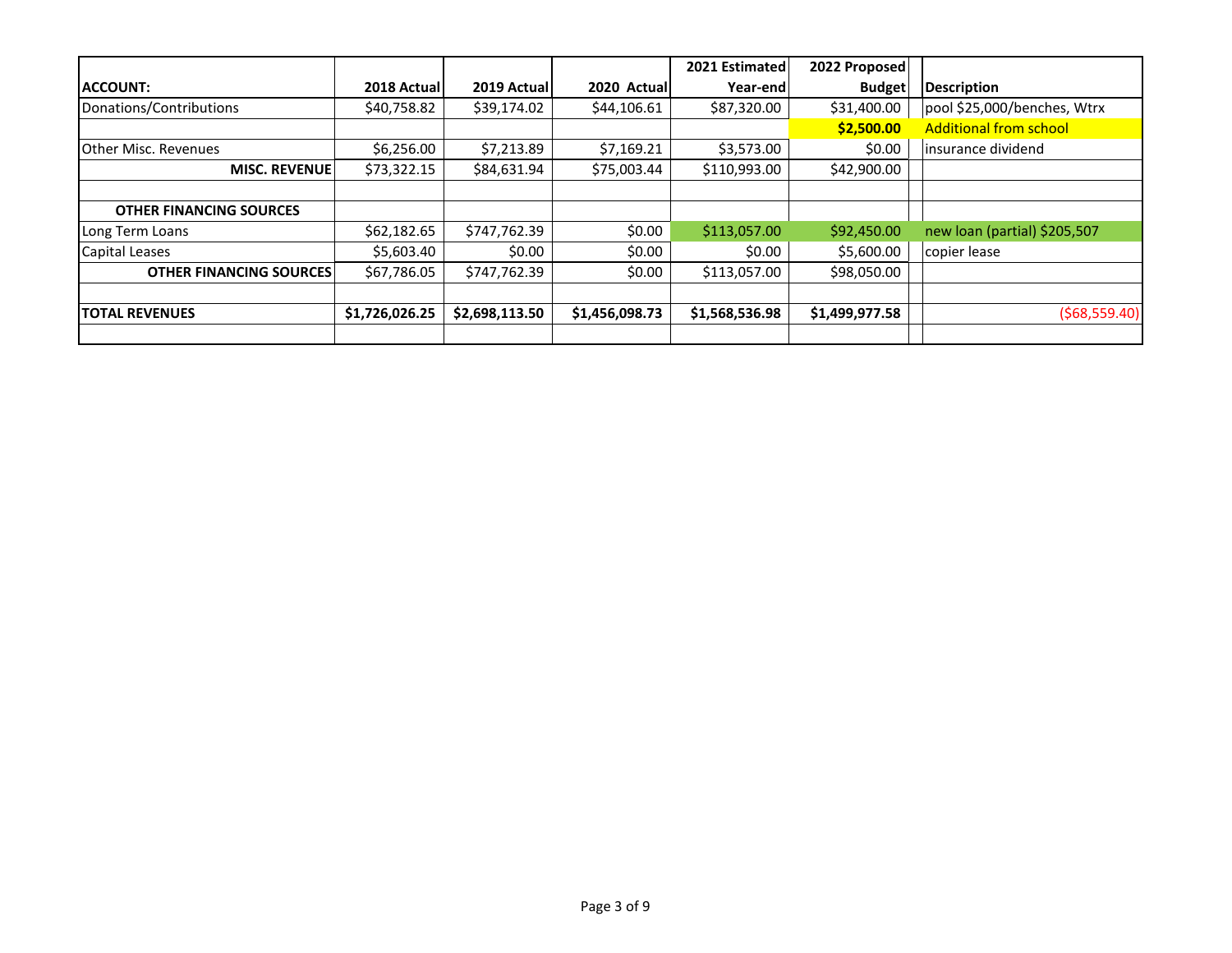| ACCOUNT: | 2018 Actual | 2019 Actual | 2020 Actual | 2021 Estimated Year-end | 2022 Proposed Budget | | Description |
|---|---|---|---|---|---|---|---|
| Donations/Contributions | $40,758.82 | $39,174.02 | $44,106.61 | $87,320.00 | $31,400.00 | | pool $25,000/benches, Wtrx |
| | | | | | **$2,500.00** | | Additional from school |
| Other Misc. Revenues | $6,256.00 | $7,213.89 | $7,169.21 | $3,573.00 | $0.00 | | insurance dividend |
| **MISC. REVENUE** | $73,322.15 | $84,631.94 | $75,003.44 | $110,993.00 | $42,900.00 | | |
| | | | | | | | |
| **OTHER FINANCING SOURCES** | | | | | | | |
| Long Term Loans | $62,182.65 | $747,762.39 | $0.00 | $113,057.00 | $92,450.00 | | new loan (partial) $205,507 |
| Capital Leases | $5,603.40 | $0.00 | $0.00 | $0.00 | $5,600.00 | | copier lease |
| **OTHER FINANCING SOURCES** | $67,786.05 | $747,762.39 | $0.00 | $113,057.00 | $98,050.00 | | |
| | | | | | | | |
| **TOTAL REVENUES** | **$1,726,026.25** | **$2,698,113.50** | **$1,456,098.73** | **$1,568,536.98** | **$1,499,977.58** | | ($68,559.40) |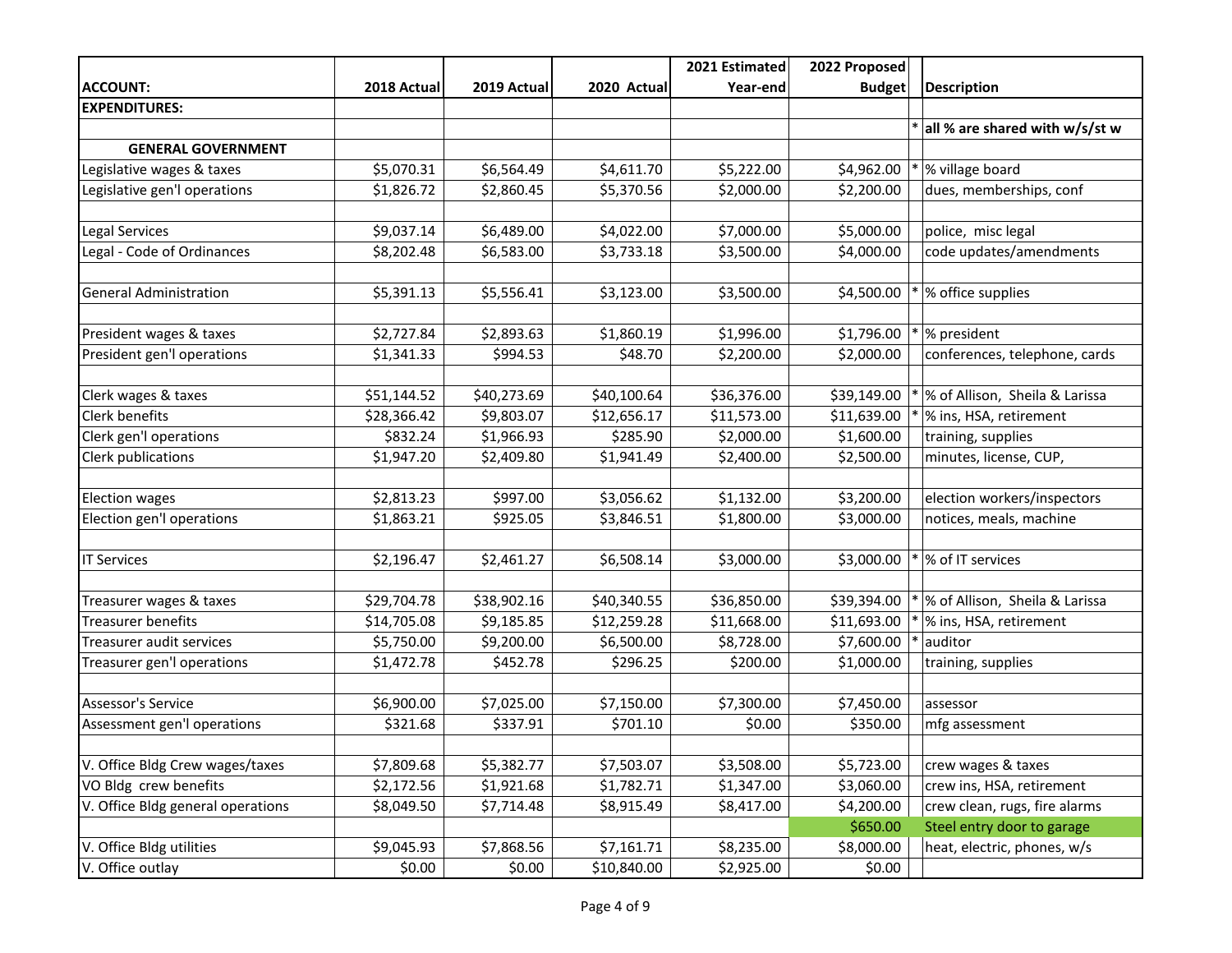| ACCOUNT: | 2018 Actual | 2019 Actual | 2020 Actual | 2021 Estimated Year-end | 2022 Proposed Budget | | Description |
|---|---|---|---|---|---|---|---|
| **EXPENDITURES:** | | | | | | | |
| | | | | | | * | **all % are shared with w/s/st w** |
| **GENERAL GOVERNMENT** | | | | | | | |
| Legislative wages & taxes | $5,070.31 | $6,564.49 | $4,611.70 | $5,222.00 | $4,962.00 | * | % village board |
| Legislative gen'l operations | $1,826.72 | $2,860.45 | $5,370.56 | $2,000.00 | $2,200.00 | | dues, memberships, conf |
| | | | | | | | |
| Legal Services | $9,037.14 | $6,489.00 | $4,022.00 | $7,000.00 | $5,000.00 | | police, misc legal |
| Legal - Code of Ordinances | $8,202.48 | $6,583.00 | $3,733.18 | $3,500.00 | $4,000.00 | | code updates/amendments |
| | | | | | | | |
| General Administration | $5,391.13 | $5,556.41 | $3,123.00 | $3,500.00 | $4,500.00 | * | % office supplies |
| | | | | | | | |
| President wages & taxes | $2,727.84 | $2,893.63 | $1,860.19 | $1,996.00 | $1,796.00 | * | % president |
| President gen'l operations | $1,341.33 | $994.53 | $48.70 | $2,200.00 | $2,000.00 | | conferences, telephone, cards |
| | | | | | | | |
| Clerk wages & taxes | $51,144.52 | $40,273.69 | $40,100.64 | $36,376.00 | $39,149.00 | * | % of Allison, Sheila & Larissa |
| Clerk benefits | $28,366.42 | $9,803.07 | $12,656.17 | $11,573.00 | $11,639.00 | * | % ins, HSA, retirement |
| Clerk gen'l operations | $832.24 | $1,966.93 | $285.90 | $2,000.00 | $1,600.00 | | training, supplies |
| Clerk publications | $1,947.20 | $2,409.80 | $1,941.49 | $2,400.00 | $2,500.00 | | minutes, license, CUP, |
| | | | | | | | |
| Election wages | $2,813.23 | $997.00 | $3,056.62 | $1,132.00 | $3,200.00 | | election workers/inspectors |
| Election gen'l operations | $1,863.21 | $925.05 | $3,846.51 | $1,800.00 | $3,000.00 | | notices, meals, machine |
| | | | | | | | |
| IT Services | $2,196.47 | $2,461.27 | $6,508.14 | $3,000.00 | $3,000.00 | * | % of IT services |
| | | | | | | | |
| Treasurer wages & taxes | $29,704.78 | $38,902.16 | $40,340.55 | $36,850.00 | $39,394.00 | * | % of Allison, Sheila & Larissa |
| Treasurer benefits | $14,705.08 | $9,185.85 | $12,259.28 | $11,668.00 | $11,693.00 | * | % ins, HSA, retirement |
| Treasurer audit services | $5,750.00 | $9,200.00 | $6,500.00 | $8,728.00 | $7,600.00 | * | auditor |
| Treasurer gen'l operations | $1,472.78 | $452.78 | $296.25 | $200.00 | $1,000.00 | | training, supplies |
| | | | | | | | |
| Assessor's Service | $6,900.00 | $7,025.00 | $7,150.00 | $7,300.00 | $7,450.00 | | assessor |
| Assessment gen'l operations | $321.68 | $337.91 | $701.10 | $0.00 | $350.00 | | mfg assessment |
| | | | | | | | |
| V. Office Bldg Crew wages/taxes | $7,809.68 | $5,382.77 | $7,503.07 | $3,508.00 | $5,723.00 | | crew wages & taxes |
| VO Bldg crew benefits | $2,172.56 | $1,921.68 | $1,782.71 | $1,347.00 | $3,060.00 | | crew ins, HSA, retirement |
| V. Office Bldg general operations | $8,049.50 | $7,714.48 | $8,915.49 | $8,417.00 | $4,200.00 | | crew clean, rugs, fire alarms |
| | | | | | $650.00 | | Steel entry door to garage |
| V. Office Bldg utilities | $9,045.93 | $7,868.56 | $7,161.71 | $8,235.00 | $8,000.00 | | heat, electric, phones, w/s |
| V. Office outlay | $0.00 | $0.00 | $10,840.00 | $2,925.00 | $0.00 | | |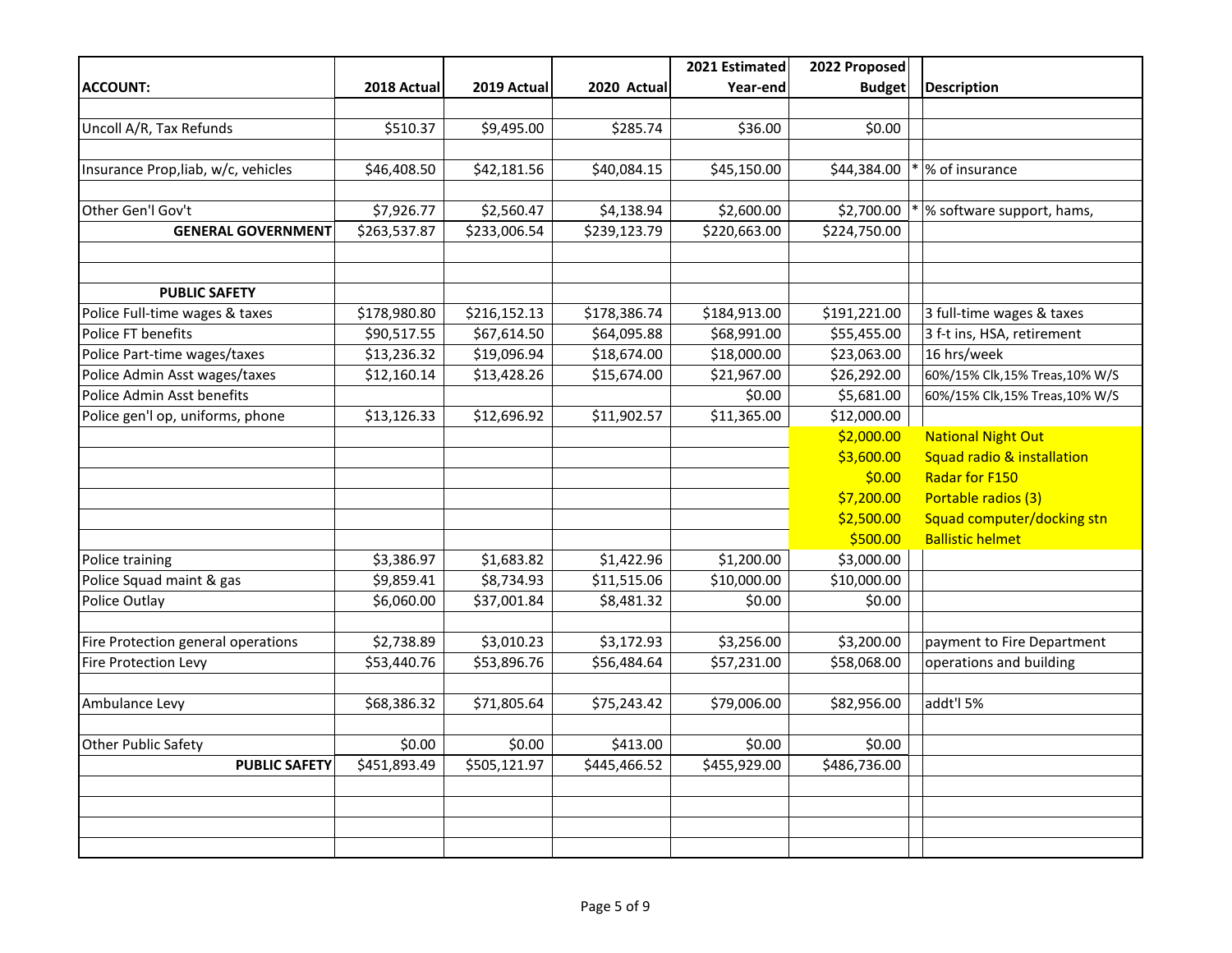| ACCOUNT: | 2018 Actual | 2019 Actual | 2020 Actual | 2021 Estimated Year-end | 2022 Proposed Budget | | Description |
|---|---|---|---|---|---|---|---|
| | | | | | | | |
| Uncoll A/R, Tax Refunds | $510.37 | $9,495.00 | $285.74 | $36.00 | $0.00 | | |
| | | | | | | | |
| Insurance Prop,liab, w/c, vehicles | $46,408.50 | $42,181.56 | $40,084.15 | $45,150.00 | $44,384.00 | * | % of insurance |
| | | | | | | | |
| Other Gen'l Gov't | $7,926.77 | $2,560.47 | $4,138.94 | $2,600.00 | $2,700.00 | * | % software support, hams, |
| **GENERAL GOVERNMENT** | $263,537.87 | $233,006.54 | $239,123.79 | $220,663.00 | $224,750.00 | | |
| | | | | | | | |
| | | | | | | | |
| **PUBLIC SAFETY** | | | | | | | |
| Police Full-time wages & taxes | $178,980.80 | $216,152.13 | $178,386.74 | $184,913.00 | $191,221.00 | | 3 full-time wages & taxes |
| Police FT benefits | $90,517.55 | $67,614.50 | $64,095.88 | $68,991.00 | $55,455.00 | | 3 f-t ins, HSA, retirement |
| Police Part-time wages/taxes | $13,236.32 | $19,096.94 | $18,674.00 | $18,000.00 | $23,063.00 | | 16 hrs/week |
| Police Admin Asst wages/taxes | $12,160.14 | $13,428.26 | $15,674.00 | $21,967.00 | $26,292.00 | | 60%/15% Clk,15% Treas,10% W/S |
| Police Admin Asst benefits | | | | $0.00 | $5,681.00 | | 60%/15% Clk,15% Treas,10% W/S |
| Police gen'l op, uniforms, phone | $13,126.33 | $12,696.92 | $11,902.57 | $11,365.00 | $12,000.00 | | |
| | | | | | $2,000.00 | | National Night Out |
| | | | | | $3,600.00 | | Squad radio & installation |
| | | | | | $0.00 | | Radar for F150 |
| | | | | | $7,200.00 | | Portable radios (3) |
| | | | | | $2,500.00 | | Squad computer/docking stn |
| | | | | | $500.00 | | Ballistic helmet |
| Police training | $3,386.97 | $1,683.82 | $1,422.96 | $1,200.00 | $3,000.00 | | |
| Police Squad maint & gas | $9,859.41 | $8,734.93 | $11,515.06 | $10,000.00 | $10,000.00 | | |
| Police Outlay | $6,060.00 | $37,001.84 | $8,481.32 | $0.00 | $0.00 | | |
| | | | | | | | |
| Fire Protection general operations | $2,738.89 | $3,010.23 | $3,172.93 | $3,256.00 | $3,200.00 | | payment to Fire Department |
| Fire Protection Levy | $53,440.76 | $53,896.76 | $56,484.64 | $57,231.00 | $58,068.00 | | operations and building |
| | | | | | | | |
| Ambulance Levy | $68,386.32 | $71,805.64 | $75,243.42 | $79,006.00 | $82,956.00 | | addt'l 5% |
| | | | | | | | |
| Other Public Safety | $0.00 | $0.00 | $413.00 | $0.00 | $0.00 | | |
| **PUBLIC SAFETY** | $451,893.49 | $505,121.97 | $445,466.52 | $455,929.00 | $486,736.00 | | |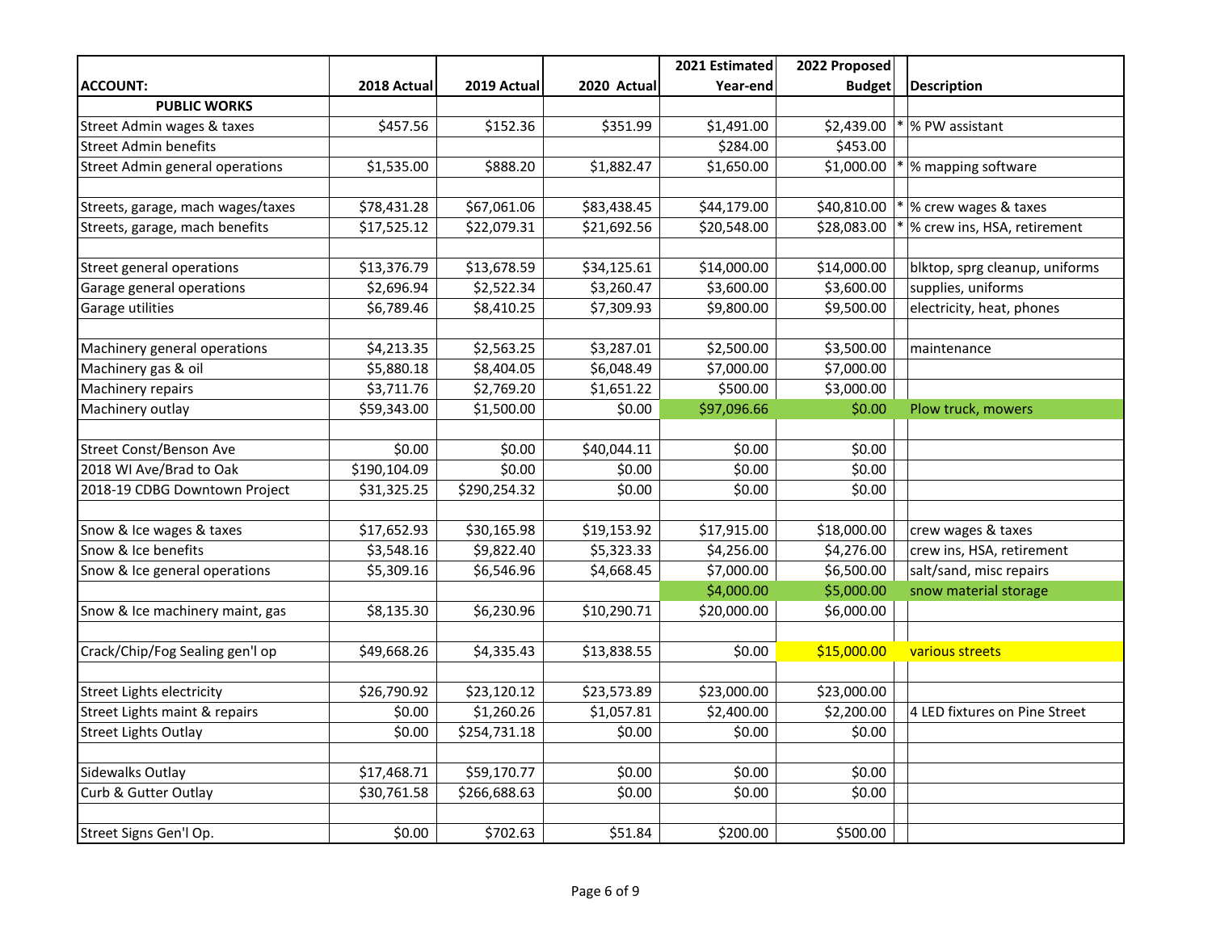| ACCOUNT: | 2018 Actual | 2019 Actual | 2020 Actual | 2021 Estimated Year-end | 2022 Proposed Budget | | Description |
|---|---|---|---|---|---|---|---|
| **PUBLIC WORKS** | | | | | | | |
| Street Admin wages & taxes | $457.56 | $152.36 | $351.99 | $1,491.00 | $2,439.00 | * | % PW assistant |
| Street Admin benefits | | | | $284.00 | $453.00 | | |
| Street Admin general operations | $1,535.00 | $888.20 | $1,882.47 | $1,650.00 | $1,000.00 | * | % mapping software |
| | | | | | | | |
| Streets, garage, mach wages/taxes | $78,431.28 | $67,061.06 | $83,438.45 | $44,179.00 | $40,810.00 | * | % crew wages & taxes |
| Streets, garage, mach benefits | $17,525.12 | $22,079.31 | $21,692.56 | $20,548.00 | $28,083.00 | * | % crew ins, HSA, retirement |
| | | | | | | | |
| Street general operations | $13,376.79 | $13,678.59 | $34,125.61 | $14,000.00 | $14,000.00 | | blktop, sprg cleanup, uniforms |
| Garage general operations | $2,696.94 | $2,522.34 | $3,260.47 | $3,600.00 | $3,600.00 | | supplies, uniforms |
| Garage utilities | $6,789.46 | $8,410.25 | $7,309.93 | $9,800.00 | $9,500.00 | | electricity, heat, phones |
| | | | | | | | |
| Machinery general operations | $4,213.35 | $2,563.25 | $3,287.01 | $2,500.00 | $3,500.00 | | maintenance |
| Machinery gas & oil | $5,880.18 | $8,404.05 | $6,048.49 | $7,000.00 | $7,000.00 | | |
| Machinery repairs | $3,711.76 | $2,769.20 | $1,651.22 | $500.00 | $3,000.00 | | |
| Machinery outlay | $59,343.00 | $1,500.00 | $0.00 | $97,096.66 | $0.00 | | Plow truck, mowers |
| | | | | | | | |
| Street Const/Benson Ave | $0.00 | $0.00 | $40,044.11 | $0.00 | $0.00 | | |
| 2018 WI Ave/Brad to Oak | $190,104.09 | $0.00 | $0.00 | $0.00 | $0.00 | | |
| 2018-19 CDBG Downtown Project | $31,325.25 | $290,254.32 | $0.00 | $0.00 | $0.00 | | |
| | | | | | | | |
| Snow & Ice wages & taxes | $17,652.93 | $30,165.98 | $19,153.92 | $17,915.00 | $18,000.00 | | crew wages & taxes |
| Snow & Ice benefits | $3,548.16 | $9,822.40 | $5,323.33 | $4,256.00 | $4,276.00 | | crew ins, HSA, retirement |
| Snow & Ice general operations | $5,309.16 | $6,546.96 | $4,668.45 | $7,000.00 | $6,500.00 | | salt/sand, misc repairs |
| | | | | $4,000.00 | $5,000.00 | | snow material storage |
| Snow & Ice machinery maint, gas | $8,135.30 | $6,230.96 | $10,290.71 | $20,000.00 | $6,000.00 | | |
| | | | | | | | |
| Crack/Chip/Fog Sealing gen'l op | $49,668.26 | $4,335.43 | $13,838.55 | $0.00 | $15,000.00 | | various streets |
| | | | | | | | |
| Street Lights electricity | $26,790.92 | $23,120.12 | $23,573.89 | $23,000.00 | $23,000.00 | | |
| Street Lights maint & repairs | $0.00 | $1,260.26 | $1,057.81 | $2,400.00 | $2,200.00 | | 4 LED fixtures on Pine Street |
| Street Lights Outlay | $0.00 | $254,731.18 | $0.00 | $0.00 | $0.00 | | |
| | | | | | | | |
| Sidewalks Outlay | $17,468.71 | $59,170.77 | $0.00 | $0.00 | $0.00 | | |
| Curb & Gutter Outlay | $30,761.58 | $266,688.63 | $0.00 | $0.00 | $0.00 | | |
| | | | | | | | |
| Street Signs Gen'l Op. | $0.00 | $702.63 | $51.84 | $200.00 | $500.00 | | |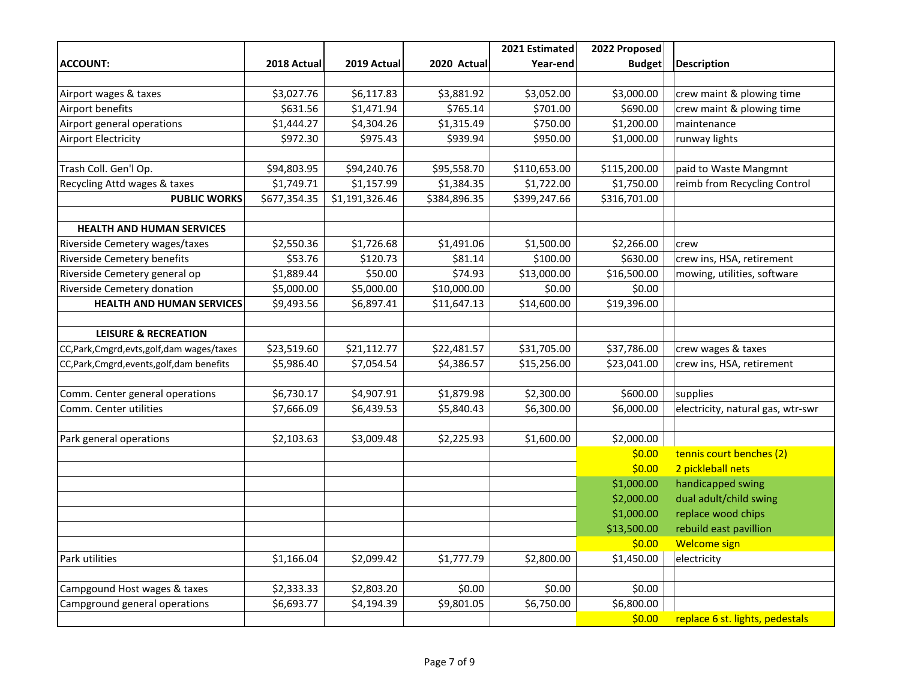| ACCOUNT: | 2018 Actual | 2019 Actual | 2020 Actual | 2021 Estimated Year-end | 2022 Proposed Budget | | Description |
|---|---|---|---|---|---|---|---|
| | | | | | | | |
| Airport wages & taxes | $3,027.76 | $6,117.83 | $3,881.92 | $3,052.00 | $3,000.00 | | crew maint & plowing time |
| Airport benefits | $631.56 | $1,471.94 | $765.14 | $701.00 | $690.00 | | crew maint & plowing time |
| Airport general operations | $1,444.27 | $4,304.26 | $1,315.49 | $750.00 | $1,200.00 | | maintenance |
| Airport Electricity | $972.30 | $975.43 | $939.94 | $950.00 | $1,000.00 | | runway lights |
| | | | | | | | |
| Trash Coll. Gen'l Op. | $94,803.95 | $94,240.76 | $95,558.70 | $110,653.00 | $115,200.00 | | paid to Waste Mangmnt |
| Recycling Attd wages & taxes | $1,749.71 | $1,157.99 | $1,384.35 | $1,722.00 | $1,750.00 | | reimb from Recycling Control |
| **PUBLIC WORKS** | $677,354.35 | $1,191,326.46 | $384,896.35 | $399,247.66 | $316,701.00 | | |
| | | | | | | | |
| **HEALTH AND HUMAN SERVICES** | | | | | | | |
| Riverside Cemetery wages/taxes | $2,550.36 | $1,726.68 | $1,491.06 | $1,500.00 | $2,266.00 | | crew |
| Riverside Cemetery benefits | $53.76 | $120.73 | $81.14 | $100.00 | $630.00 | | crew ins, HSA, retirement |
| Riverside Cemetery general op | $1,889.44 | $50.00 | $74.93 | $13,000.00 | $16,500.00 | | mowing, utilities, software |
| Riverside Cemetery donation | $5,000.00 | $5,000.00 | $10,000.00 | $0.00 | $0.00 | | |
| **HEALTH AND HUMAN SERVICES** | $9,493.56 | $6,897.41 | $11,647.13 | $14,600.00 | $19,396.00 | | |
| | | | | | | | |
| **LEISURE & RECREATION** | | | | | | | |
| CC,Park,Cmgrd,evts,golf,dam wages/taxes | $23,519.60 | $21,112.77 | $22,481.57 | $31,705.00 | $37,786.00 | | crew wages & taxes |
| CC,Park,Cmgrd,events,golf,dam benefits | $5,986.40 | $7,054.54 | $4,386.57 | $15,256.00 | $23,041.00 | | crew ins, HSA, retirement |
| | | | | | | | |
| Comm. Center general operations | $6,730.17 | $4,907.91 | $1,879.98 | $2,300.00 | $600.00 | | supplies |
| Comm. Center utilities | $7,666.09 | $6,439.53 | $5,840.43 | $6,300.00 | $6,000.00 | | electricity, natural gas, wtr-swr |
| | | | | | | | |
| Park general operations | $2,103.63 | $3,009.48 | $2,225.93 | $1,600.00 | $2,000.00 | | |
| | | | | | $0.00 | | tennis court benches (2) |
| | | | | | $0.00 | | 2 pickleball nets |
| | | | | | $1,000.00 | | handicapped swing |
| | | | | | $2,000.00 | | dual adult/child swing |
| | | | | | $1,000.00 | | replace wood chips |
| | | | | | $13,500.00 | | rebuild east pavillion |
| | | | | | $0.00 | | Welcome sign |
| Park utilities | $1,166.04 | $2,099.42 | $1,777.79 | $2,800.00 | $1,450.00 | | electricity |
| | | | | | | | |
| Campgound Host wages & taxes | $2,333.33 | $2,803.20 | $0.00 | $0.00 | $0.00 | | |
| Campground general operations | $6,693.77 | $4,194.39 | $9,801.05 | $6,750.00 | $6,800.00 | | |
| | | | | | $0.00 | | replace 6 st. lights, pedestals |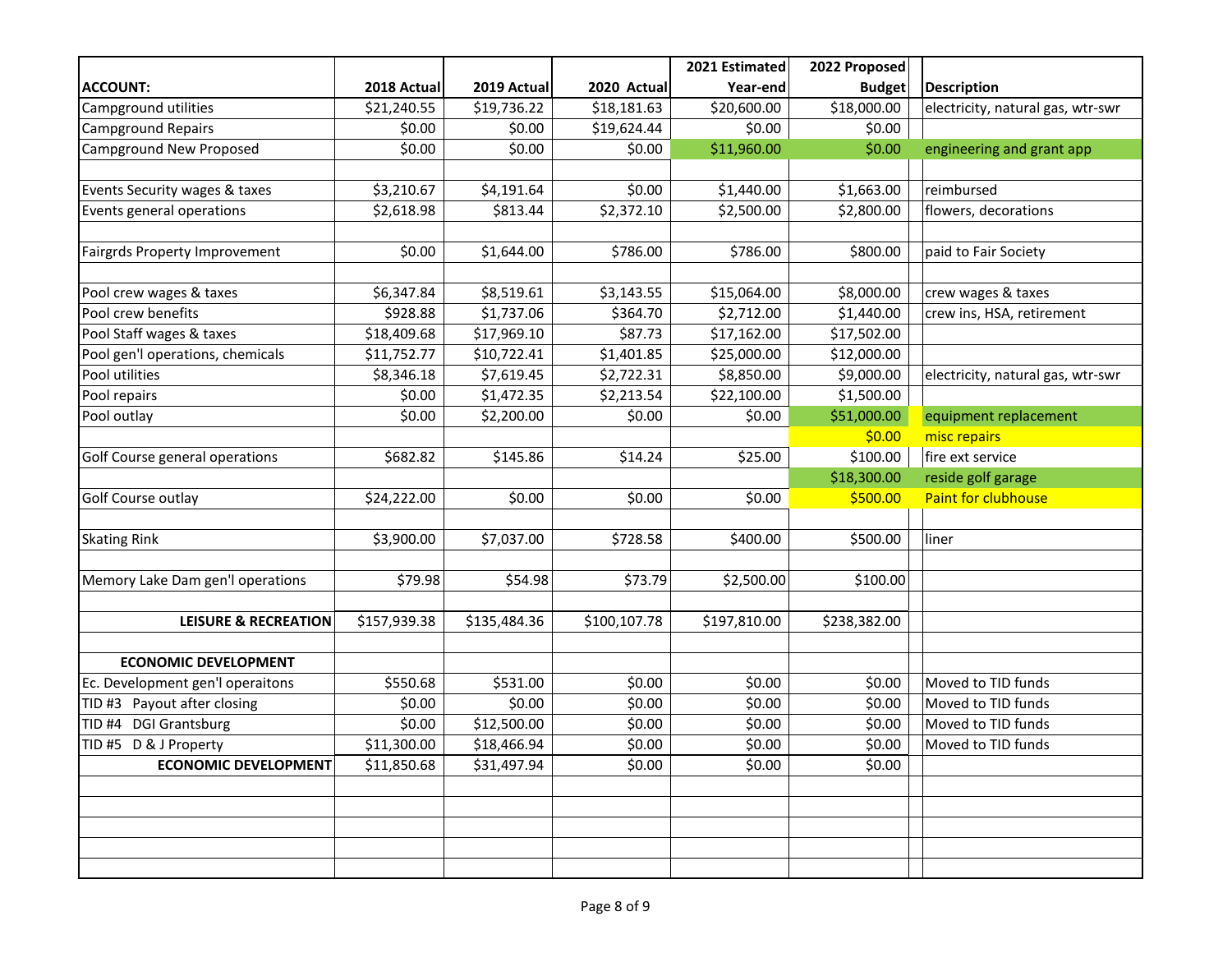| ACCOUNT: | 2018 Actual | 2019 Actual | 2020 Actual | 2021 Estimated Year-end | 2022 Proposed Budget | | Description |
|---|---|---|---|---|---|---|---|
| Campground utilities | $21,240.55 | $19,736.22 | $18,181.63 | $20,600.00 | $18,000.00 | | electricity, natural gas, wtr-swr |
| Campground Repairs | $0.00 | $0.00 | $19,624.44 | $0.00 | $0.00 | | |
| Campground New Proposed | $0.00 | $0.00 | $0.00 | $11,960.00 | $0.00 | | engineering and grant app |
| | | | | | | | |
| Events Security wages & taxes | $3,210.67 | $4,191.64 | $0.00 | $1,440.00 | $1,663.00 | | reimbursed |
| Events general operations | $2,618.98 | $813.44 | $2,372.10 | $2,500.00 | $2,800.00 | | flowers, decorations |
| | | | | | | | |
| Fairgrds Property Improvement | $0.00 | $1,644.00 | $786.00 | $786.00 | $800.00 | | paid to Fair Society |
| | | | | | | | |
| Pool crew wages & taxes | $6,347.84 | $8,519.61 | $3,143.55 | $15,064.00 | $8,000.00 | | crew wages & taxes |
| Pool crew benefits | $928.88 | $1,737.06 | $364.70 | $2,712.00 | $1,440.00 | | crew ins, HSA, retirement |
| Pool Staff wages & taxes | $18,409.68 | $17,969.10 | $87.73 | $17,162.00 | $17,502.00 | | |
| Pool gen'l operations, chemicals | $11,752.77 | $10,722.41 | $1,401.85 | $25,000.00 | $12,000.00 | | |
| Pool utilities | $8,346.18 | $7,619.45 | $2,722.31 | $8,850.00 | $9,000.00 | | electricity, natural gas, wtr-swr |
| Pool repairs | $0.00 | $1,472.35 | $2,213.54 | $22,100.00 | $1,500.00 | | |
| Pool outlay | $0.00 | $2,200.00 | $0.00 | $0.00 | $51,000.00 | | equipment replacement |
| | | | | | $0.00 | | misc repairs |
| Golf Course general operations | $682.82 | $145.86 | $14.24 | $25.00 | $100.00 | | fire ext service |
| | | | | | $18,300.00 | | reside golf garage |
| Golf Course outlay | $24,222.00 | $0.00 | $0.00 | $0.00 | $500.00 | | Paint for clubhouse |
| | | | | | | | |
| Skating Rink | $3,900.00 | $7,037.00 | $728.58 | $400.00 | $500.00 | | liner |
| | | | | | | | |
| Memory Lake Dam gen'l operations | $79.98 | $54.98 | $73.79 | $2,500.00 | $100.00 | | |
| | | | | | | | |
| **LEISURE & RECREATION** | $157,939.38 | $135,484.36 | $100,107.78 | $197,810.00 | $238,382.00 | | |
| | | | | | | | |
| **ECONOMIC DEVELOPMENT** | | | | | | | |
| Ec. Development gen'l operaitons | $550.68 | $531.00 | $0.00 | $0.00 | $0.00 | | Moved to TID funds |
| TID #3 Payout after closing | $0.00 | $0.00 | $0.00 | $0.00 | $0.00 | | Moved to TID funds |
| TID #4 DGI Grantsburg | $0.00 | $12,500.00 | $0.00 | $0.00 | $0.00 | | Moved to TID funds |
| TID #5 D & J Property | $11,300.00 | $18,466.94 | $0.00 | $0.00 | $0.00 | | Moved to TID funds |
| **ECONOMIC DEVELOPMENT** | $11,850.68 | $31,497.94 | $0.00 | $0.00 | $0.00 | | |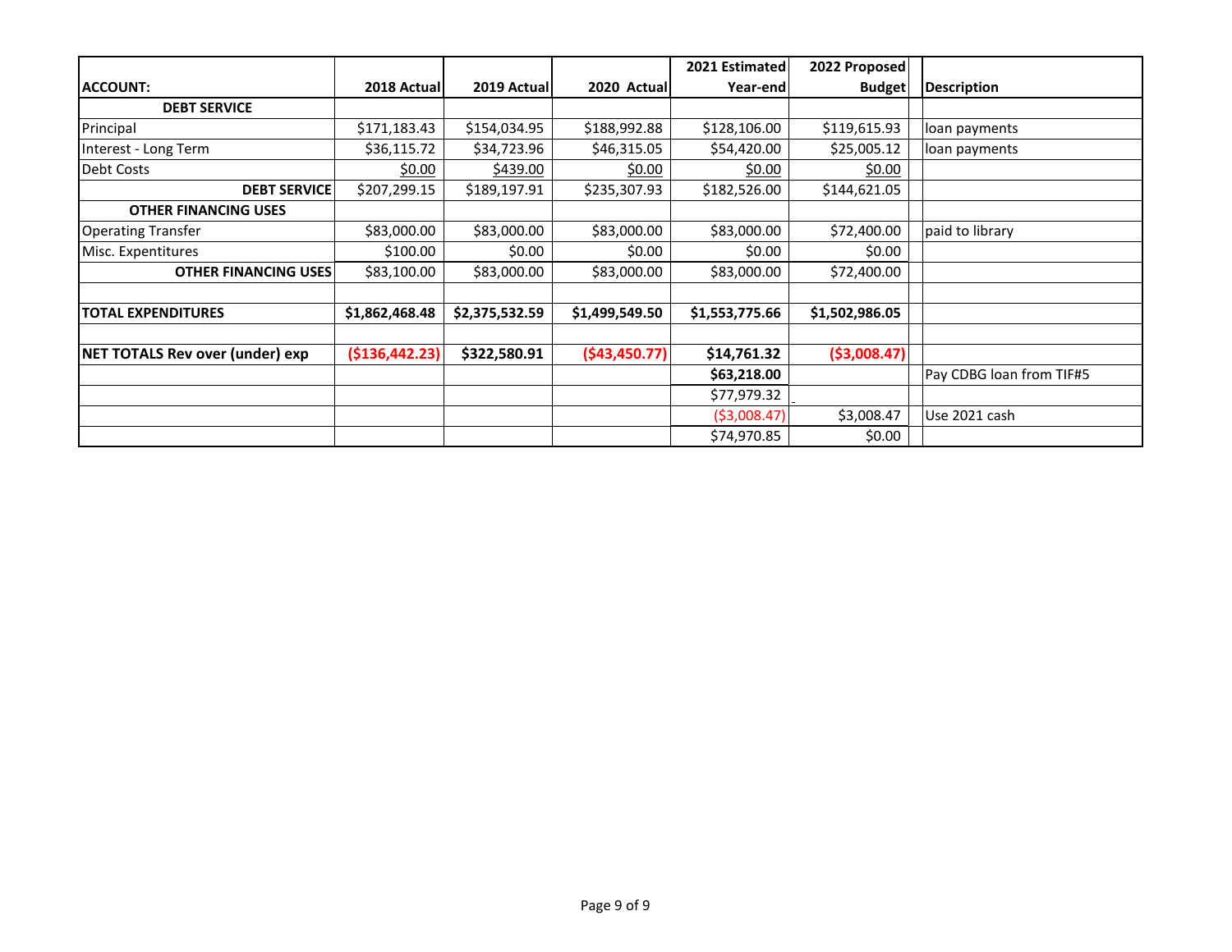| ACCOUNT: | 2018 Actual | 2019 Actual | 2020 Actual | 2021 Estimated Year-end | 2022 Proposed Budget | | Description |
|---|---|---|---|---|---|---|---|
| **DEBT SERVICE** | | | | | | | |
| Principal | $171,183.43 | $154,034.95 | $188,992.88 | $128,106.00 | $119,615.93 | | loan payments |
| Interest - Long Term | $36,115.72 | $34,723.96 | $46,315.05 | $54,420.00 | $25,005.12 | | loan payments |
| Debt Costs | $0.00 | $439.00 | $0.00 | $0.00 | $0.00 | | |
| **DEBT SERVICE** | $207,299.15 | $189,197.91 | $235,307.93 | $182,526.00 | $144,621.05 | | |
| **OTHER FINANCING USES** | | | | | | | |
| Operating Transfer | $83,000.00 | $83,000.00 | $83,000.00 | $83,000.00 | $72,400.00 | | paid to library |
| Misc. Expentitures | $100.00 | $0.00 | $0.00 | $0.00 | $0.00 | | |
| **OTHER FINANCING USES** | $83,100.00 | $83,000.00 | $83,000.00 | $83,000.00 | $72,400.00 | | |
| | | | | | | | |
| **TOTAL EXPENDITURES** | **$1,862,468.48** | **$2,375,532.59** | **$1,499,549.50** | **$1,553,775.66** | **$1,502,986.05** | | |
| | | | | | | | |
| **NET TOTALS Rev over (under) exp** | **($136,442.23)** | **$322,580.91** | **($43,450.77)** | **$14,761.32** | **($3,008.47)** | | |
| | | | | **$63,218.00** | | | Pay CDBG loan from TIF#5 |
| | | | | $77,979.32 | | | |
| | | | | ($3,008.47) | $3,008.47 | | Use 2021 cash |
| | | | | $74,970.85 | $0.00 | | |